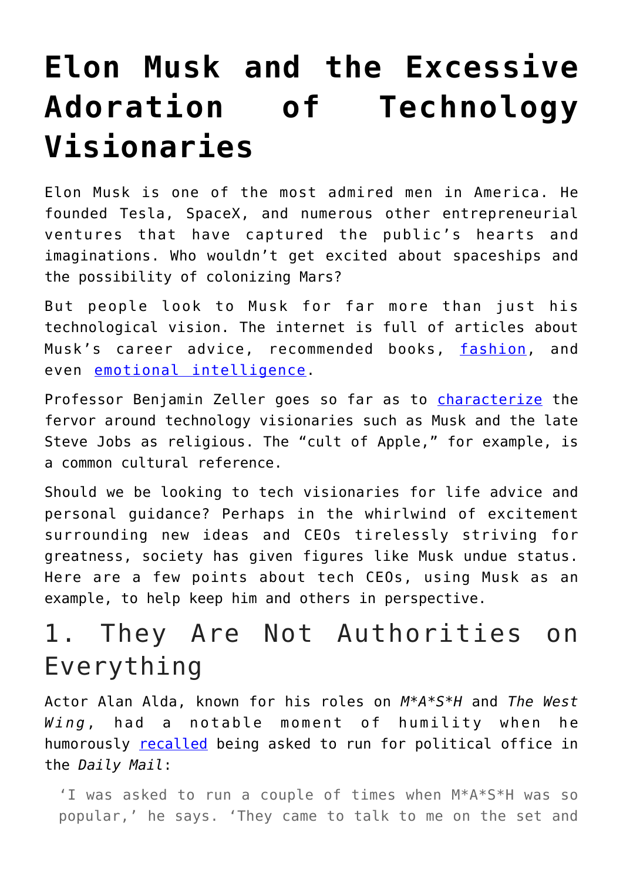# Elon Musk and the Excessive Adoration of Technology Visionaries

Elon Musk is one of the most admired men in America. He founded Tesla, SpaceX, and numerous other entrepreneurial ventures that have captured the public's hearts and imaginations. Who wouldn't get excited about spaceships and the possibility of colonizing Mars?

But people look to Musk for far more than just his technological vision. The internet is full of articles about Musk's career advice, recommended books, [fashion](), and even [emotional intelligence]().

Professor Benjamin Zeller goes so far as to [characterize]() the fervor around technology visionaries such as Musk and the late Steve Jobs as religious. The "cult of Apple," for example, is a common cultural reference.

Should we be looking to tech visionaries for life advice and personal guidance? Perhaps in the whirlwind of excitement surrounding new ideas and CEOs tirelessly striving for greatness, society has given figures like Musk undue status. Here are a few points about tech CEOs, using Musk as an example, to help keep him and others in perspective.

## 1. They Are Not Authorities on Everything

Actor Alan Alda, known for his roles on *M*A*S*H* and *The West Wing*, had a notable moment of humility when he humorously [recalled]() being asked to run for political office in the *Daily Mail*:

> 'I was asked to run a couple of times when M*A*S*H was so popular,' he says. 'They came to talk to me on the set and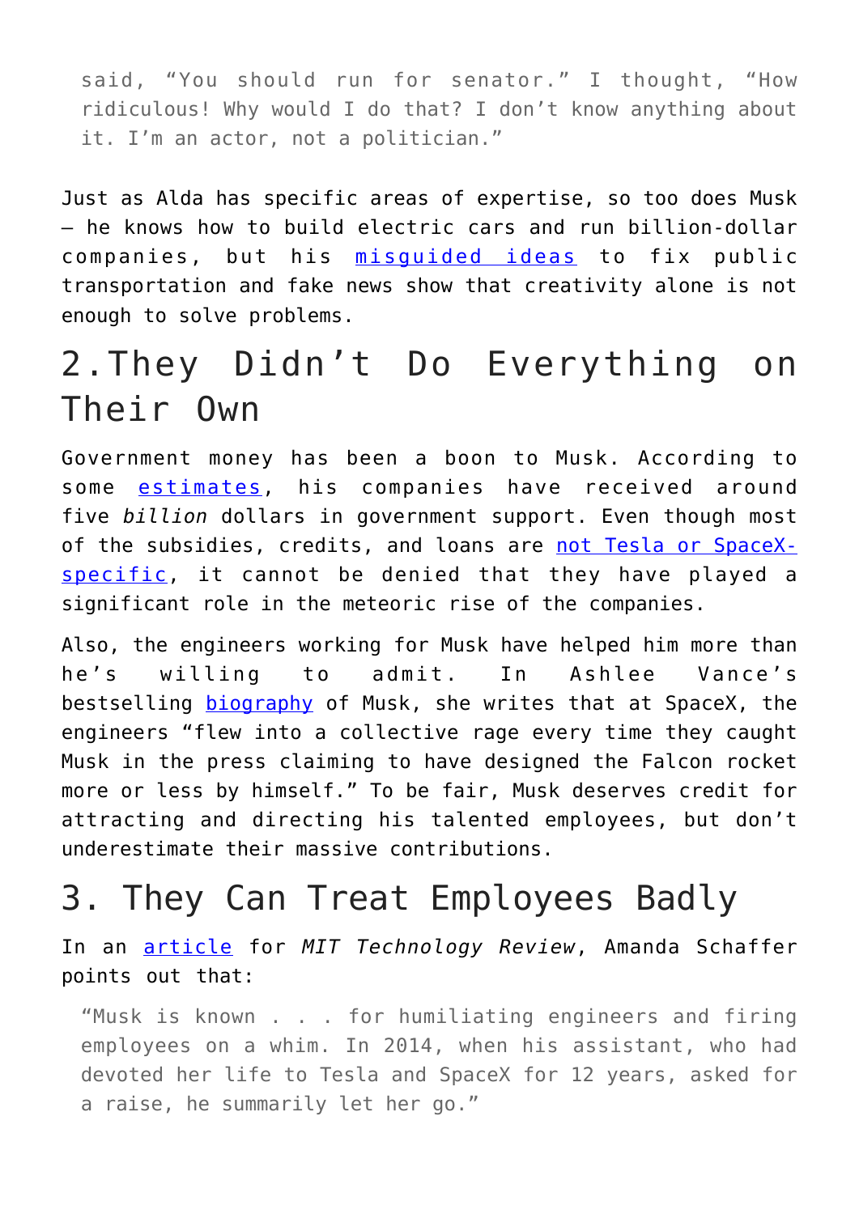> said, “You should run for senator.” I thought, “How ridiculous! Why would I do that? I don’t know anything about it. I’m an actor, not a politician.”

Just as Alda has specific areas of expertise, so too does Musk – he knows how to build electric cars and run billion-dollar companies, but his misguided ideas to fix public transportation and fake news show that creativity alone is not enough to solve problems.

## 2.They Didn’t Do Everything on Their Own

Government money has been a boon to Musk. According to some estimates, his companies have received around five *billion* dollars in government support. Even though most of the subsidies, credits, and loans are not Tesla or SpaceX-specific, it cannot be denied that they have played a significant role in the meteoric rise of the companies.

Also, the engineers working for Musk have helped him more than he’s willing to admit. In Ashlee Vance’s bestselling biography of Musk, she writes that at SpaceX, the engineers “flew into a collective rage every time they caught Musk in the press claiming to have designed the Falcon rocket more or less by himself.” To be fair, Musk deserves credit for attracting and directing his talented employees, but don’t underestimate their massive contributions.

## 3. They Can Treat Employees Badly

In an article for *MIT Technology Review*, Amanda Schaffer points out that:

> “Musk is known . . . for humiliating engineers and firing employees on a whim. In 2014, when his assistant, who had devoted her life to Tesla and SpaceX for 12 years, asked for a raise, he summarily let her go.”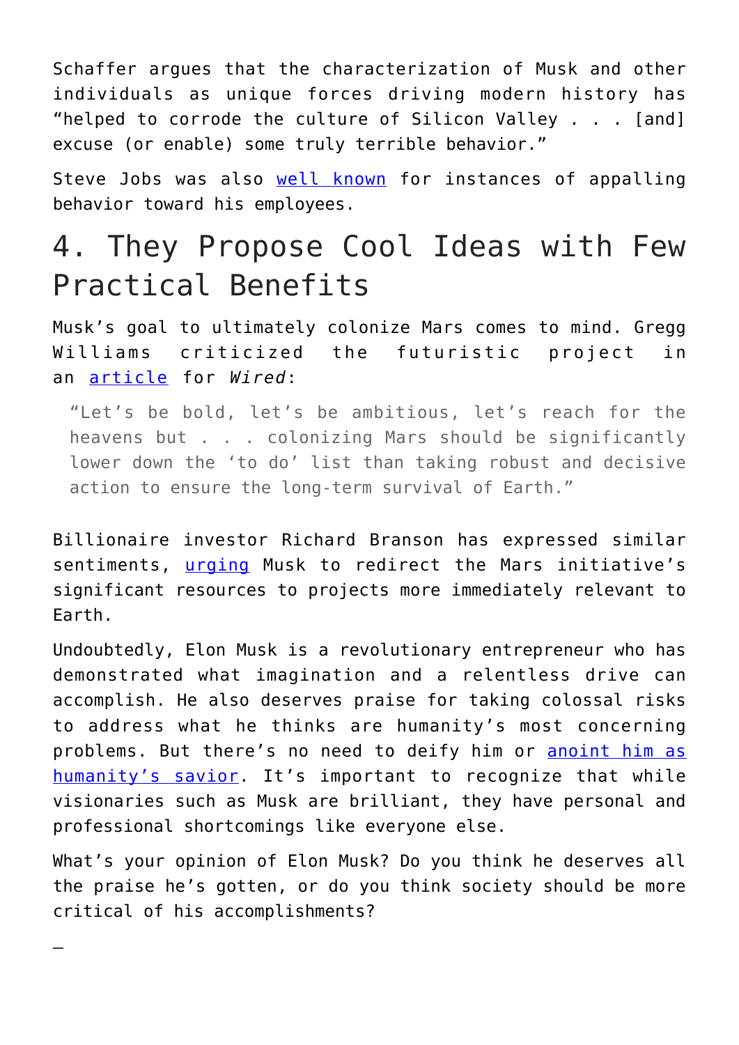Schaffer argues that the characterization of Musk and other individuals as unique forces driving modern history has "helped to corrode the culture of Silicon Valley . . . [and] excuse (or enable) some truly terrible behavior."

Steve Jobs was also well known for instances of appalling behavior toward his employees.

## 4. They Propose Cool Ideas with Few Practical Benefits

Musk's goal to ultimately colonize Mars comes to mind. Gregg Williams criticized the futuristic project in an article for *Wired*:

> "Let's be bold, let's be ambitious, let's reach for the heavens but . . . colonizing Mars should be significantly lower down the 'to do' list than taking robust and decisive action to ensure the long-term survival of Earth."

Billionaire investor Richard Branson has expressed similar sentiments, urging Musk to redirect the Mars initiative's significant resources to projects more immediately relevant to Earth.

Undoubtedly, Elon Musk is a revolutionary entrepreneur who has demonstrated what imagination and a relentless drive can accomplish. He also deserves praise for taking colossal risks to address what he thinks are humanity's most concerning problems. But there's no need to deify him or anoint him as humanity's savior. It's important to recognize that while visionaries such as Musk are brilliant, they have personal and professional shortcomings like everyone else.

What's your opinion of Elon Musk? Do you think he deserves all the praise he's gotten, or do you think society should be more critical of his accomplishments?

—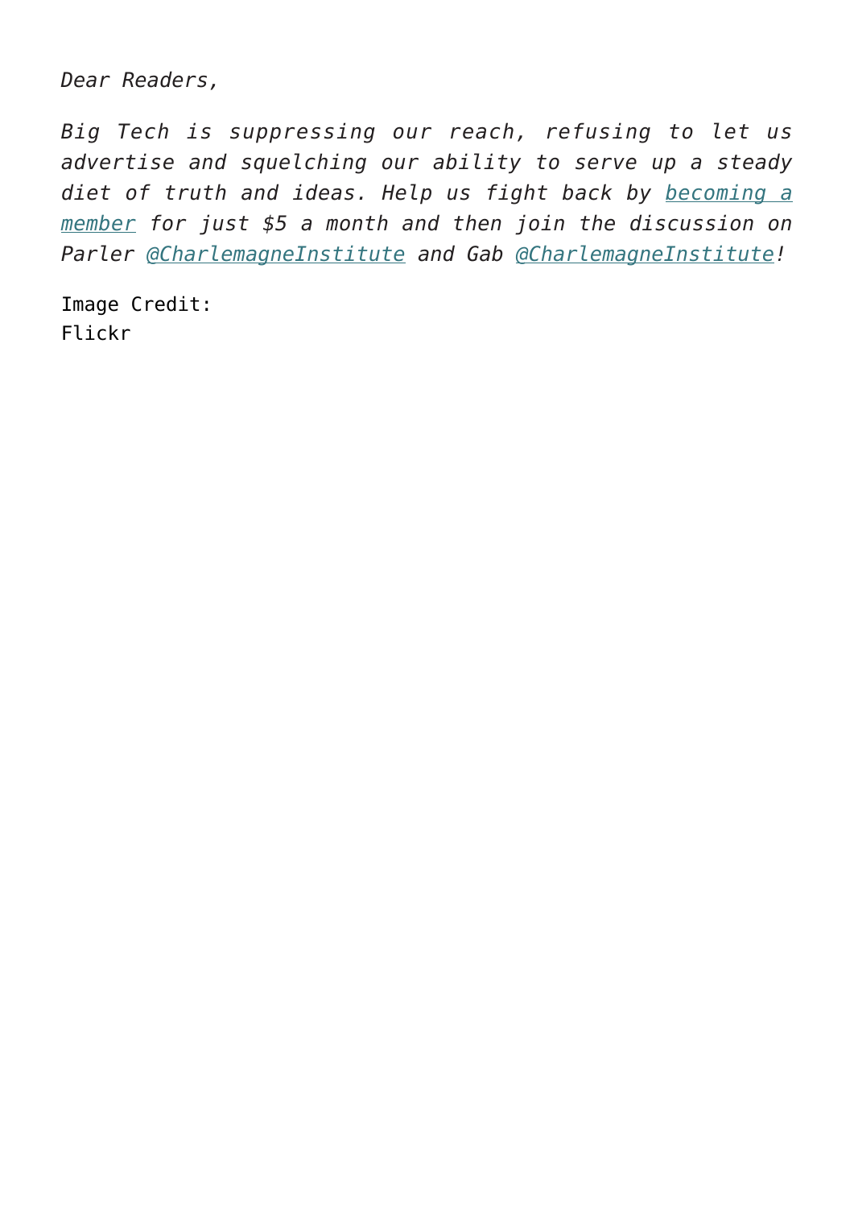*Dear Readers,*

*Big Tech is suppressing our reach, refusing to let us advertise and squelching our ability to serve up a steady diet of truth and ideas. Help us fight back by [becoming a member](#) for just $5 a month and then join the discussion on Parler [@CharlemagneInstitute](#) and Gab [@CharlemagneInstitute](#)!*

Image Credit:
Flickr